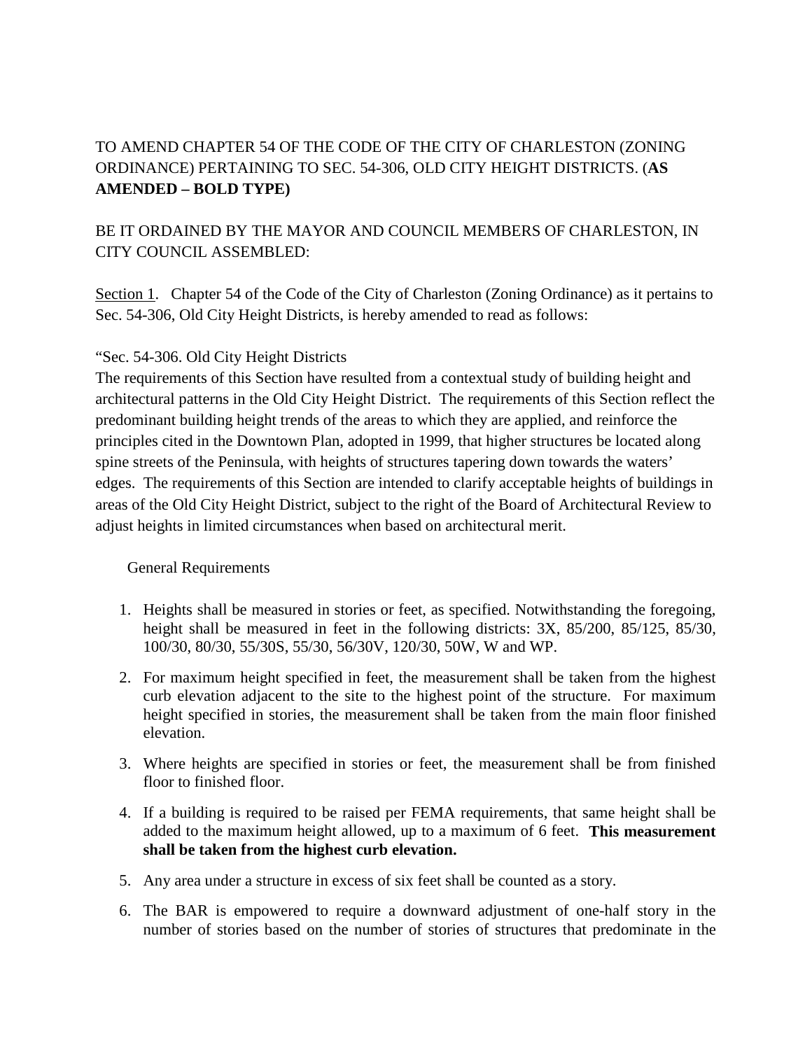TO AMEND CHAPTER 54 OF THE CODE OF THE CITY OF CHARLESTON (ZONING ORDINANCE) PERTAINING TO SEC. 54-306, OLD CITY HEIGHT DISTRICTS. (**AS AMENDED – BOLD TYPE)**

BE IT ORDAINED BY THE MAYOR AND COUNCIL MEMBERS OF CHARLESTON, IN CITY COUNCIL ASSEMBLED:

<u>Section 1</u>. Chapter 54 of the Code of the City of Charleston (Zoning Ordinance) as it pertains to Sec. 54-306, Old City Height Districts, is hereby amended to read as follows:

"Sec. 54-306. Old City Height Districts

The requirements of this Section have resulted from a contextual study of building height and architectural patterns in the Old City Height District. The requirements of this Section reflect the predominant building height trends of the areas to which they are applied, and reinforce the principles cited in the Downtown Plan, adopted in 1999, that higher structures be located along spine streets of the Peninsula, with heights of structures tapering down towards the waters' edges. The requirements of this Section are intended to clarify acceptable heights of buildings in areas of the Old City Height District, subject to the right of the Board of Architectural Review to adjust heights in limited circumstances when based on architectural merit.

General Requirements

1. Heights shall be measured in stories or feet, as specified. Notwithstanding the foregoing, height shall be measured in feet in the following districts: 3X, 85/200, 85/125, 85/30, 100/30, 80/30, 55/30S, 55/30, 56/30V, 120/30, 50W, W and WP.

2. For maximum height specified in feet, the measurement shall be taken from the highest curb elevation adjacent to the site to the highest point of the structure. For maximum height specified in stories, the measurement shall be taken from the main floor finished elevation.

3. Where heights are specified in stories or feet, the measurement shall be from finished floor to finished floor.

4. If a building is required to be raised per FEMA requirements, that same height shall be added to the maximum height allowed, up to a maximum of 6 feet. **This measurement shall be taken from the highest curb elevation.**

5. Any area under a structure in excess of six feet shall be counted as a story.

6. The BAR is empowered to require a downward adjustment of one-half story in the number of stories based on the number of stories of structures that predominate in the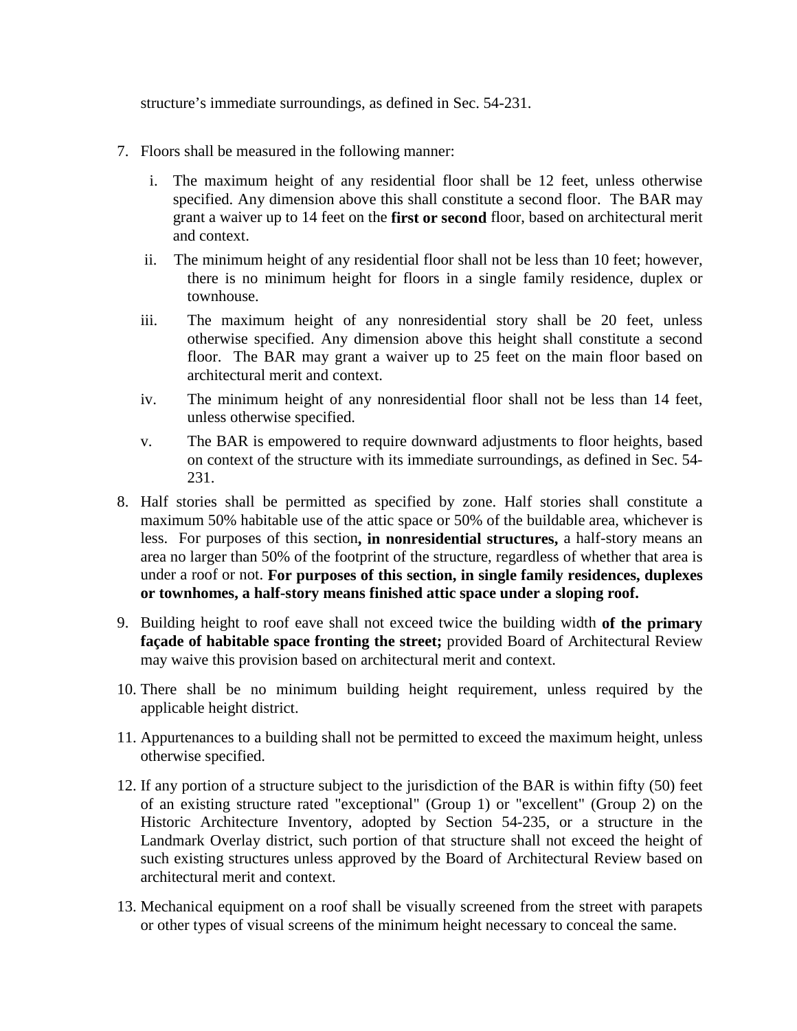structure's immediate surroundings, as defined in Sec. 54-231.

7. Floors shall be measured in the following manner:

    i. The maximum height of any residential floor shall be 12 feet, unless otherwise specified. Any dimension above this shall constitute a second floor. The BAR may grant a waiver up to 14 feet on the **first or second** floor, based on architectural merit and context.

    ii. The minimum height of any residential floor shall not be less than 10 feet; however, there is no minimum height for floors in a single family residence, duplex or townhouse.

    iii. The maximum height of any nonresidential story shall be 20 feet, unless otherwise specified. Any dimension above this height shall constitute a second floor. The BAR may grant a waiver up to 25 feet on the main floor based on architectural merit and context.

    iv. The minimum height of any nonresidential floor shall not be less than 14 feet, unless otherwise specified.

    v. The BAR is empowered to require downward adjustments to floor heights, based on context of the structure with its immediate surroundings, as defined in Sec. 54-231.

8. Half stories shall be permitted as specified by zone. Half stories shall constitute a maximum 50% habitable use of the attic space or 50% of the buildable area, whichever is less. For purposes of this section**, in nonresidential structures,** a half-story means an area no larger than 50% of the footprint of the structure, regardless of whether that area is under a roof or not. **For purposes of this section, in single family residences, duplexes or townhomes, a half-story means finished attic space under a sloping roof.**

9. Building height to roof eave shall not exceed twice the building width **of the primary façade of habitable space fronting the street;** provided Board of Architectural Review may waive this provision based on architectural merit and context.

10. There shall be no minimum building height requirement, unless required by the applicable height district.

11. Appurtenances to a building shall not be permitted to exceed the maximum height, unless otherwise specified.

12. If any portion of a structure subject to the jurisdiction of the BAR is within fifty (50) feet of an existing structure rated "exceptional" (Group 1) or "excellent" (Group 2) on the Historic Architecture Inventory, adopted by Section 54-235, or a structure in the Landmark Overlay district, such portion of that structure shall not exceed the height of such existing structures unless approved by the Board of Architectural Review based on architectural merit and context.

13. Mechanical equipment on a roof shall be visually screened from the street with parapets or other types of visual screens of the minimum height necessary to conceal the same.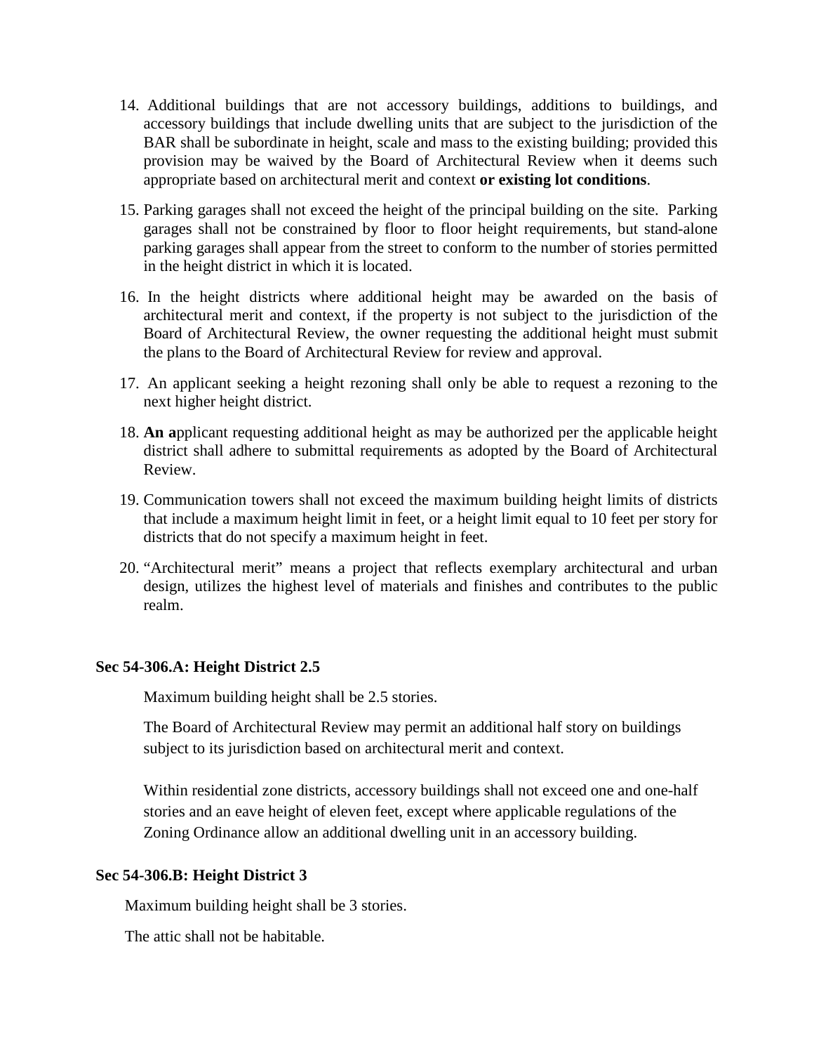14. Additional buildings that are not accessory buildings, additions to buildings, and accessory buildings that include dwelling units that are subject to the jurisdiction of the BAR shall be subordinate in height, scale and mass to the existing building; provided this provision may be waived by the Board of Architectural Review when it deems such appropriate based on architectural merit and context **or existing lot conditions**.

15. Parking garages shall not exceed the height of the principal building on the site. Parking garages shall not be constrained by floor to floor height requirements, but stand-alone parking garages shall appear from the street to conform to the number of stories permitted in the height district in which it is located.

16. In the height districts where additional height may be awarded on the basis of architectural merit and context, if the property is not subject to the jurisdiction of the Board of Architectural Review, the owner requesting the additional height must submit the plans to the Board of Architectural Review for review and approval.

17. An applicant seeking a height rezoning shall only be able to request a rezoning to the next higher height district.

18. **An a**pplicant requesting additional height as may be authorized per the applicable height district shall adhere to submittal requirements as adopted by the Board of Architectural Review.

19. Communication towers shall not exceed the maximum building height limits of districts that include a maximum height limit in feet, or a height limit equal to 10 feet per story for districts that do not specify a maximum height in feet.

20. "Architectural merit" means a project that reflects exemplary architectural and urban design, utilizes the highest level of materials and finishes and contributes to the public realm.

**Sec 54-306.A: Height District 2.5**

Maximum building height shall be 2.5 stories.

The Board of Architectural Review may permit an additional half story on buildings subject to its jurisdiction based on architectural merit and context.

Within residential zone districts, accessory buildings shall not exceed one and one-half stories and an eave height of eleven feet, except where applicable regulations of the Zoning Ordinance allow an additional dwelling unit in an accessory building.

**Sec 54-306.B: Height District 3**

Maximum building height shall be 3 stories.

The attic shall not be habitable.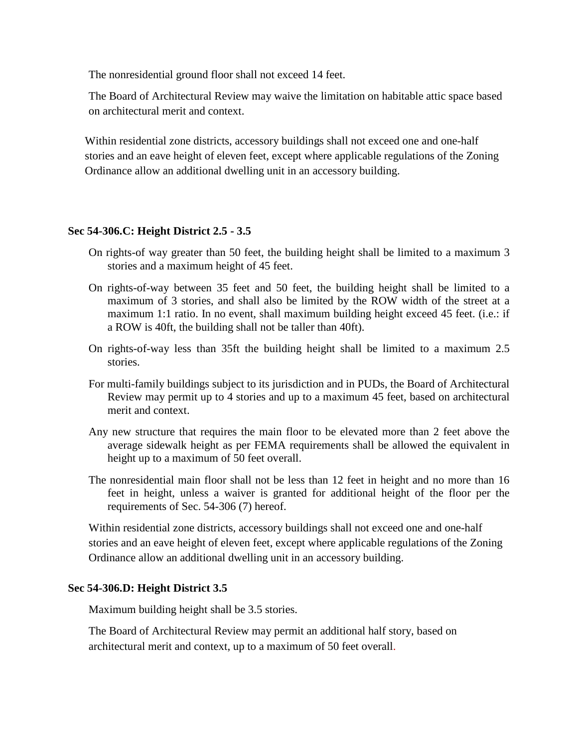The nonresidential ground floor shall not exceed 14 feet.

The Board of Architectural Review may waive the limitation on habitable attic space based on architectural merit and context.

Within residential zone districts, accessory buildings shall not exceed one and one-half stories and an eave height of eleven feet, except where applicable regulations of the Zoning Ordinance allow an additional dwelling unit in an accessory building.

**Sec 54-306.C: Height District 2.5 - 3.5**

On rights-of way greater than 50 feet, the building height shall be limited to a maximum 3 stories and a maximum height of 45 feet.

On rights-of-way between 35 feet and 50 feet, the building height shall be limited to a maximum of 3 stories, and shall also be limited by the ROW width of the street at a maximum 1:1 ratio. In no event, shall maximum building height exceed 45 feet. (i.e.: if a ROW is 40ft, the building shall not be taller than 40ft).

On rights-of-way less than 35ft the building height shall be limited to a maximum 2.5 stories.

For multi-family buildings subject to its jurisdiction and in PUDs, the Board of Architectural Review may permit up to 4 stories and up to a maximum 45 feet, based on architectural merit and context.

Any new structure that requires the main floor to be elevated more than 2 feet above the average sidewalk height as per FEMA requirements shall be allowed the equivalent in height up to a maximum of 50 feet overall.

The nonresidential main floor shall not be less than 12 feet in height and no more than 16 feet in height, unless a waiver is granted for additional height of the floor per the requirements of Sec. 54-306 (7) hereof.

Within residential zone districts, accessory buildings shall not exceed one and one-half stories and an eave height of eleven feet, except where applicable regulations of the Zoning Ordinance allow an additional dwelling unit in an accessory building.

**Sec 54-306.D: Height District 3.5**

Maximum building height shall be 3.5 stories.

The Board of Architectural Review may permit an additional half story, based on architectural merit and context, up to a maximum of 50 feet overall.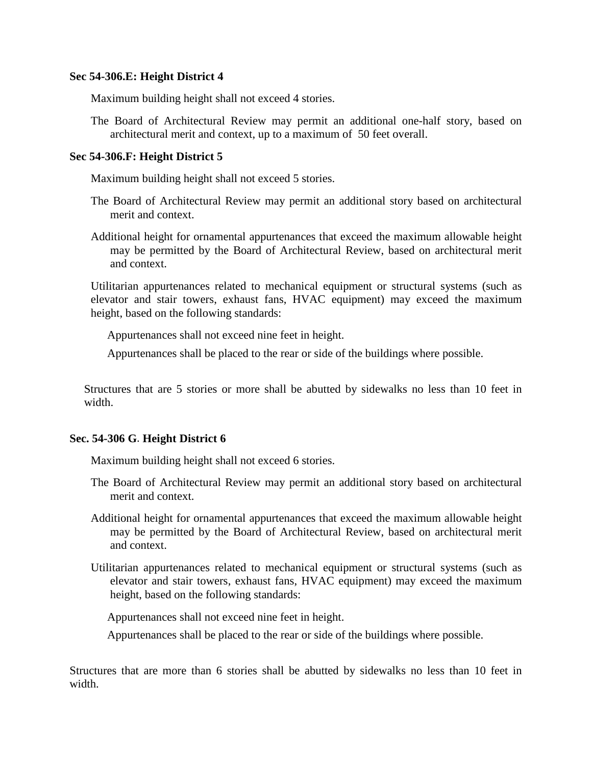**Sec 54-306.E: Height District 4**

Maximum building height shall not exceed 4 stories.

The Board of Architectural Review may permit an additional one-half story, based on architectural merit and context, up to a maximum of 50 feet overall.

**Sec 54-306.F: Height District 5**

Maximum building height shall not exceed 5 stories.

The Board of Architectural Review may permit an additional story based on architectural merit and context.

Additional height for ornamental appurtenances that exceed the maximum allowable height may be permitted by the Board of Architectural Review, based on architectural merit and context.

Utilitarian appurtenances related to mechanical equipment or structural systems (such as elevator and stair towers, exhaust fans, HVAC equipment) may exceed the maximum height, based on the following standards:

Appurtenances shall not exceed nine feet in height.

Appurtenances shall be placed to the rear or side of the buildings where possible.

Structures that are 5 stories or more shall be abutted by sidewalks no less than 10 feet in width.

**Sec. 54-306 G. Height District 6**

Maximum building height shall not exceed 6 stories.

The Board of Architectural Review may permit an additional story based on architectural merit and context.

Additional height for ornamental appurtenances that exceed the maximum allowable height may be permitted by the Board of Architectural Review, based on architectural merit and context.

Utilitarian appurtenances related to mechanical equipment or structural systems (such as elevator and stair towers, exhaust fans, HVAC equipment) may exceed the maximum height, based on the following standards:

Appurtenances shall not exceed nine feet in height.

Appurtenances shall be placed to the rear or side of the buildings where possible.

Structures that are more than 6 stories shall be abutted by sidewalks no less than 10 feet in width.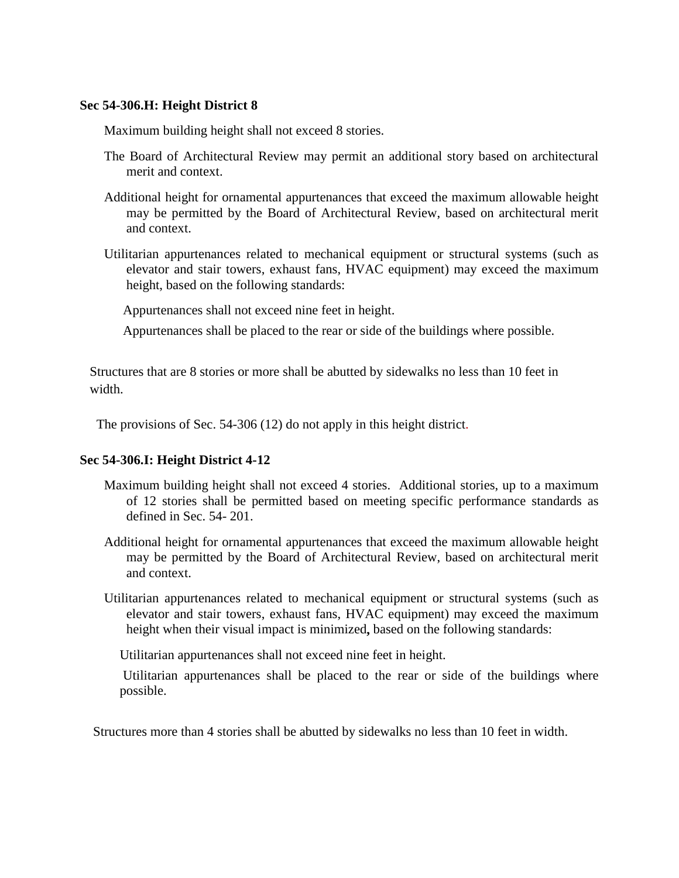**Sec 54-306.H: Height District 8**

Maximum building height shall not exceed 8 stories.

The Board of Architectural Review may permit an additional story based on architectural merit and context.

Additional height for ornamental appurtenances that exceed the maximum allowable height may be permitted by the Board of Architectural Review, based on architectural merit and context.

Utilitarian appurtenances related to mechanical equipment or structural systems (such as elevator and stair towers, exhaust fans, HVAC equipment) may exceed the maximum height, based on the following standards:

Appurtenances shall not exceed nine feet in height.

Appurtenances shall be placed to the rear or side of the buildings where possible.

Structures that are 8 stories or more shall be abutted by sidewalks no less than 10 feet in width.

The provisions of Sec. 54-306 (12) do not apply in this height district.

**Sec 54-306.I: Height District 4-12**

Maximum building height shall not exceed 4 stories. Additional stories, up to a maximum of 12 stories shall be permitted based on meeting specific performance standards as defined in Sec. 54- 201.

Additional height for ornamental appurtenances that exceed the maximum allowable height may be permitted by the Board of Architectural Review, based on architectural merit and context.

Utilitarian appurtenances related to mechanical equipment or structural systems (such as elevator and stair towers, exhaust fans, HVAC equipment) may exceed the maximum height when their visual impact is minimized**,** based on the following standards:

Utilitarian appurtenances shall not exceed nine feet in height.

Utilitarian appurtenances shall be placed to the rear or side of the buildings where possible.

Structures more than 4 stories shall be abutted by sidewalks no less than 10 feet in width.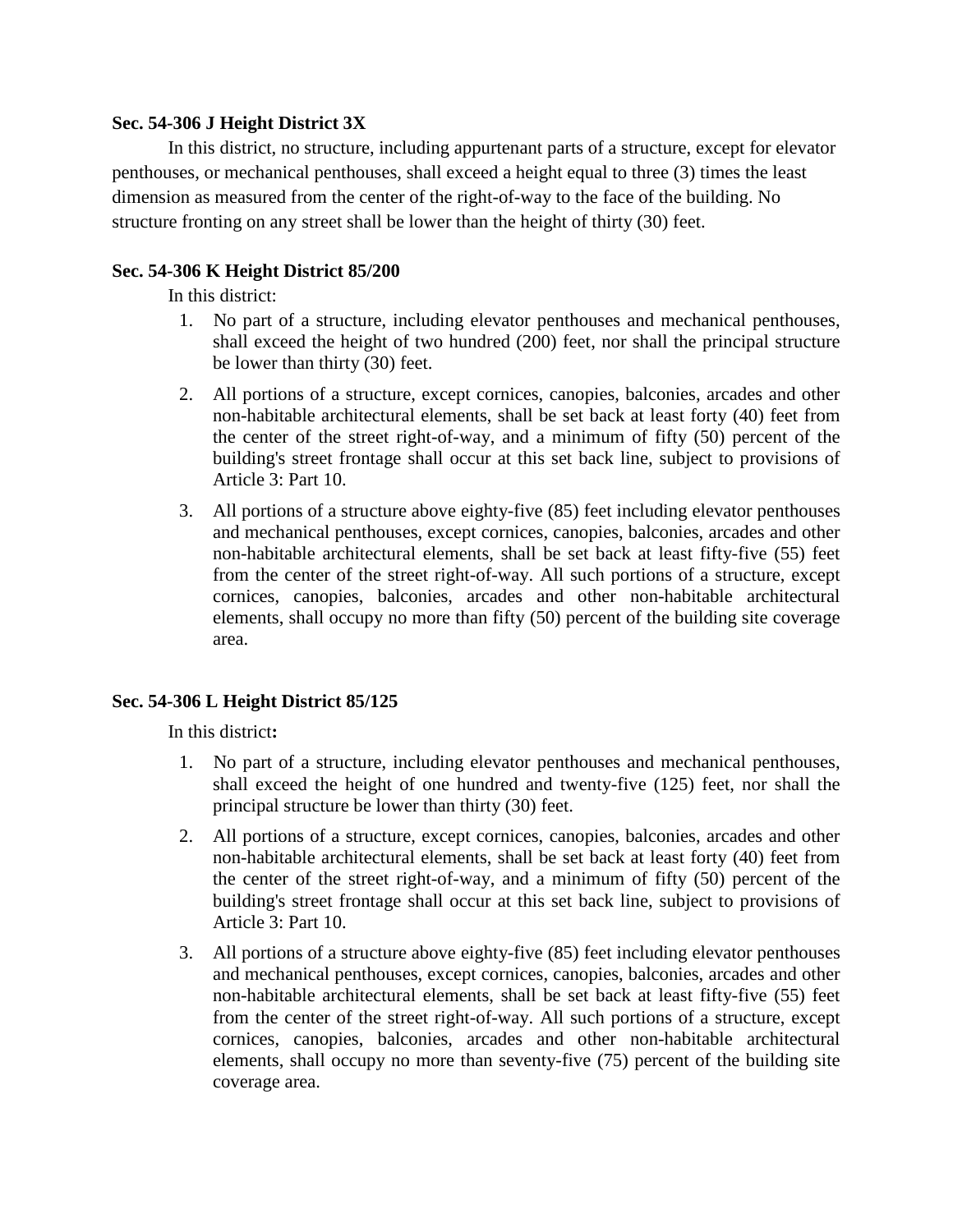**Sec. 54-306 J Height District 3X**

In this district, no structure, including appurtenant parts of a structure, except for elevator penthouses, or mechanical penthouses, shall exceed a height equal to three (3) times the least dimension as measured from the center of the right-of-way to the face of the building. No structure fronting on any street shall be lower than the height of thirty (30) feet.

**Sec. 54-306 K Height District 85/200**

In this district:

1. No part of a structure, including elevator penthouses and mechanical penthouses, shall exceed the height of two hundred (200) feet, nor shall the principal structure be lower than thirty (30) feet.
2. All portions of a structure, except cornices, canopies, balconies, arcades and other non-habitable architectural elements, shall be set back at least forty (40) feet from the center of the street right-of-way, and a minimum of fifty (50) percent of the building's street frontage shall occur at this set back line, subject to provisions of Article 3: Part 10.
3. All portions of a structure above eighty-five (85) feet including elevator penthouses and mechanical penthouses, except cornices, canopies, balconies, arcades and other non-habitable architectural elements, shall be set back at least fifty-five (55) feet from the center of the street right-of-way. All such portions of a structure, except cornices, canopies, balconies, arcades and other non-habitable architectural elements, shall occupy no more than fifty (50) percent of the building site coverage area.

**Sec. 54-306 L Height District 85/125**

In this district**:**

1. No part of a structure, including elevator penthouses and mechanical penthouses, shall exceed the height of one hundred and twenty-five (125) feet, nor shall the principal structure be lower than thirty (30) feet.
2. All portions of a structure, except cornices, canopies, balconies, arcades and other non-habitable architectural elements, shall be set back at least forty (40) feet from the center of the street right-of-way, and a minimum of fifty (50) percent of the building's street frontage shall occur at this set back line, subject to provisions of Article 3: Part 10.
3. All portions of a structure above eighty-five (85) feet including elevator penthouses and mechanical penthouses, except cornices, canopies, balconies, arcades and other non-habitable architectural elements, shall be set back at least fifty-five (55) feet from the center of the street right-of-way. All such portions of a structure, except cornices, canopies, balconies, arcades and other non-habitable architectural elements, shall occupy no more than seventy-five (75) percent of the building site coverage area.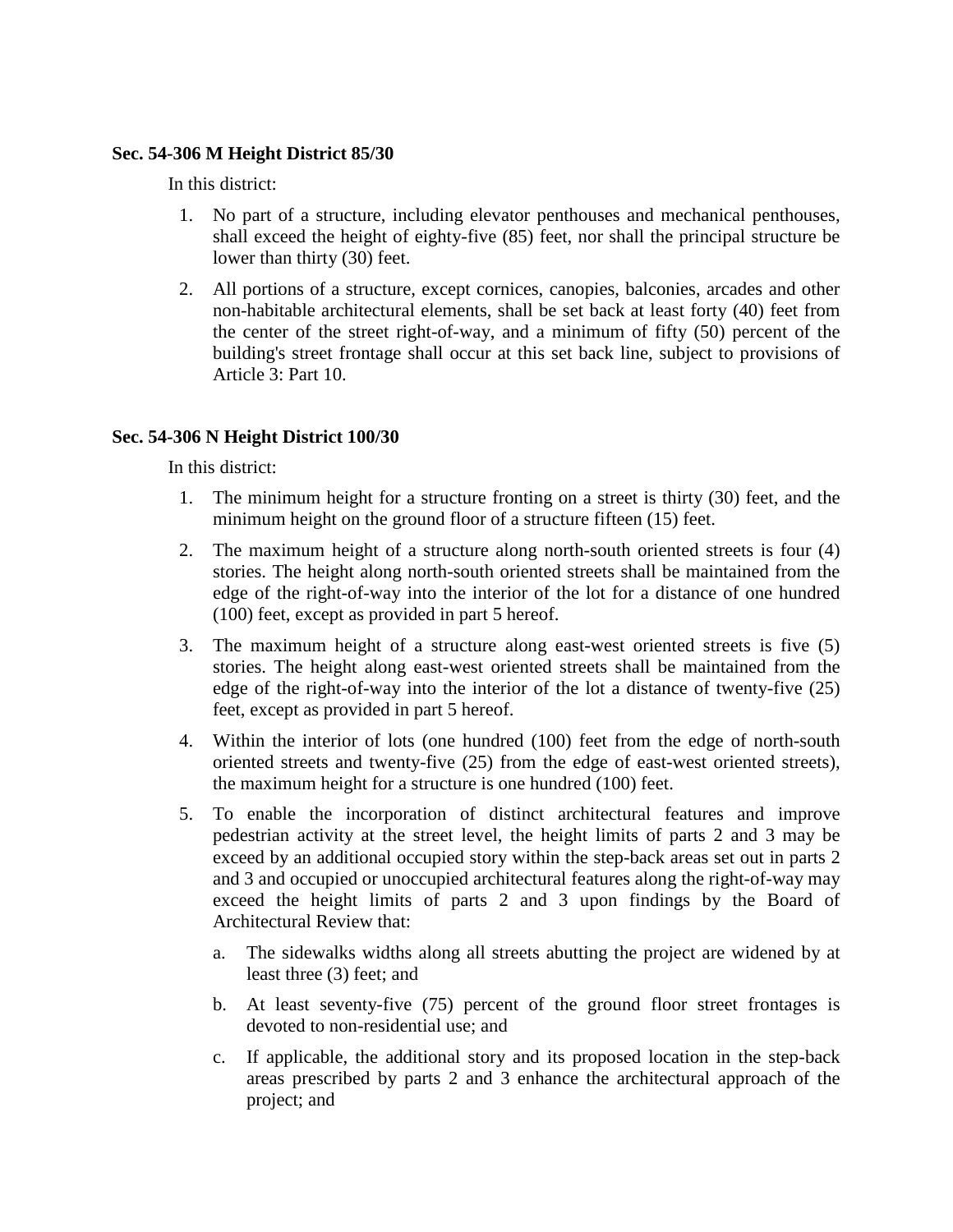**Sec. 54-306 M Height District 85/30**

In this district:

1. No part of a structure, including elevator penthouses and mechanical penthouses, shall exceed the height of eighty-five (85) feet, nor shall the principal structure be lower than thirty (30) feet.
2. All portions of a structure, except cornices, canopies, balconies, arcades and other non-habitable architectural elements, shall be set back at least forty (40) feet from the center of the street right-of-way, and a minimum of fifty (50) percent of the building's street frontage shall occur at this set back line, subject to provisions of Article 3: Part 10.

**Sec. 54-306 N Height District 100/30**

In this district:

1. The minimum height for a structure fronting on a street is thirty (30) feet, and the minimum height on the ground floor of a structure fifteen (15) feet.
2. The maximum height of a structure along north-south oriented streets is four (4) stories. The height along north-south oriented streets shall be maintained from the edge of the right-of-way into the interior of the lot for a distance of one hundred (100) feet, except as provided in part 5 hereof.
3. The maximum height of a structure along east-west oriented streets is five (5) stories. The height along east-west oriented streets shall be maintained from the edge of the right-of-way into the interior of the lot a distance of twenty-five (25) feet, except as provided in part 5 hereof.
4. Within the interior of lots (one hundred (100) feet from the edge of north-south oriented streets and twenty-five (25) from the edge of east-west oriented streets), the maximum height for a structure is one hundred (100) feet.
5. To enable the incorporation of distinct architectural features and improve pedestrian activity at the street level, the height limits of parts 2 and 3 may be exceed by an additional occupied story within the step-back areas set out in parts 2 and 3 and occupied or unoccupied architectural features along the right-of-way may exceed the height limits of parts 2 and 3 upon findings by the Board of Architectural Review that:
   a. The sidewalks widths along all streets abutting the project are widened by at least three (3) feet; and
   b. At least seventy-five (75) percent of the ground floor street frontages is devoted to non-residential use; and
   c. If applicable, the additional story and its proposed location in the step-back areas prescribed by parts 2 and 3 enhance the architectural approach of the project; and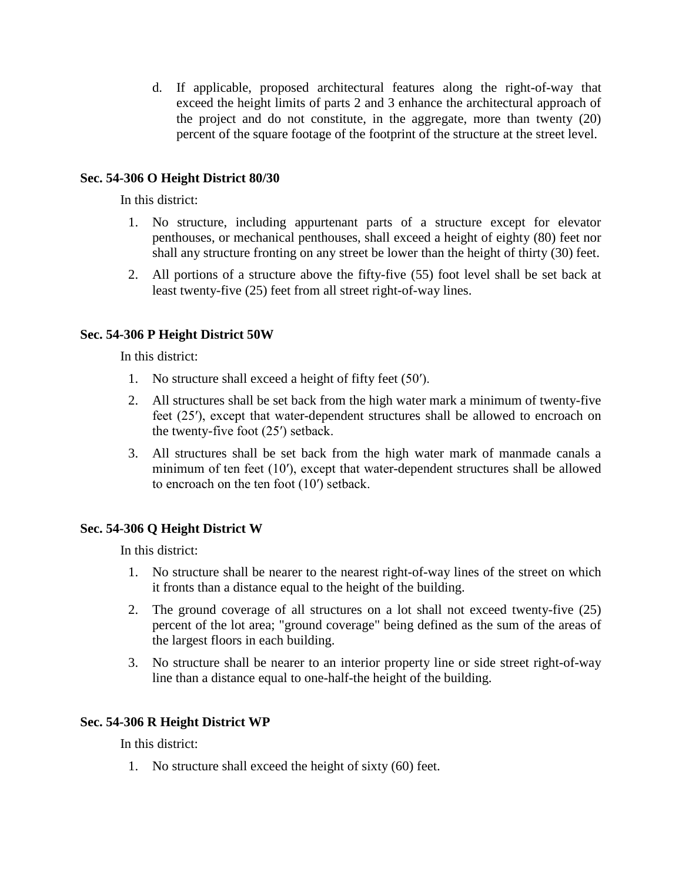d. If applicable, proposed architectural features along the right-of-way that exceed the height limits of parts 2 and 3 enhance the architectural approach of the project and do not constitute, in the aggregate, more than twenty (20) percent of the square footage of the footprint of the structure at the street level.

**Sec. 54-306 O Height District 80/30**

In this district:

1. No structure, including appurtenant parts of a structure except for elevator penthouses, or mechanical penthouses, shall exceed a height of eighty (80) feet nor shall any structure fronting on any street be lower than the height of thirty (30) feet.
2. All portions of a structure above the fifty-five (55) foot level shall be set back at least twenty-five (25) feet from all street right-of-way lines.

**Sec. 54-306 P Height District 50W**

In this district:

1. No structure shall exceed a height of fifty feet (50′).
2. All structures shall be set back from the high water mark a minimum of twenty-five feet (25′), except that water-dependent structures shall be allowed to encroach on the twenty-five foot (25′) setback.
3. All structures shall be set back from the high water mark of manmade canals a minimum of ten feet (10′), except that water-dependent structures shall be allowed to encroach on the ten foot (10′) setback.

**Sec. 54-306 Q Height District W**

In this district:

1. No structure shall be nearer to the nearest right-of-way lines of the street on which it fronts than a distance equal to the height of the building.
2. The ground coverage of all structures on a lot shall not exceed twenty-five (25) percent of the lot area; "ground coverage" being defined as the sum of the areas of the largest floors in each building.
3. No structure shall be nearer to an interior property line or side street right-of-way line than a distance equal to one-half-the height of the building.

**Sec. 54-306 R Height District WP**

In this district:

1. No structure shall exceed the height of sixty (60) feet.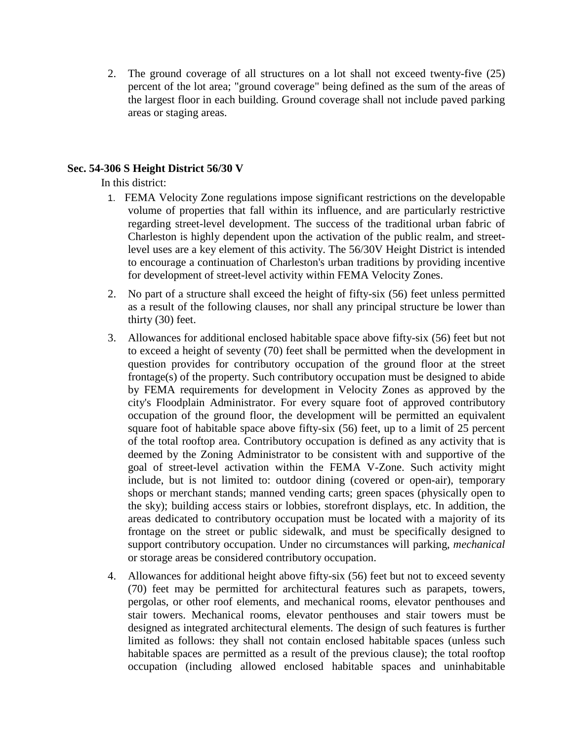2. The ground coverage of all structures on a lot shall not exceed twenty-five (25) percent of the lot area; "ground coverage" being defined as the sum of the areas of the largest floor in each building. Ground coverage shall not include paved parking areas or staging areas.

### Sec. 54-306 S Height District 56/30 V

In this district:

1. FEMA Velocity Zone regulations impose significant restrictions on the developable volume of properties that fall within its influence, and are particularly restrictive regarding street-level development. The success of the traditional urban fabric of Charleston is highly dependent upon the activation of the public realm, and street-level uses are a key element of this activity. The 56/30V Height District is intended to encourage a continuation of Charleston's urban traditions by providing incentive for development of street-level activity within FEMA Velocity Zones.

2. No part of a structure shall exceed the height of fifty-six (56) feet unless permitted as a result of the following clauses, nor shall any principal structure be lower than thirty (30) feet.

3. Allowances for additional enclosed habitable space above fifty-six (56) feet but not to exceed a height of seventy (70) feet shall be permitted when the development in question provides for contributory occupation of the ground floor at the street frontage(s) of the property. Such contributory occupation must be designed to abide by FEMA requirements for development in Velocity Zones as approved by the city's Floodplain Administrator. For every square foot of approved contributory occupation of the ground floor, the development will be permitted an equivalent square foot of habitable space above fifty-six (56) feet, up to a limit of 25 percent of the total rooftop area. Contributory occupation is defined as any activity that is deemed by the Zoning Administrator to be consistent with and supportive of the goal of street-level activation within the FEMA V-Zone. Such activity might include, but is not limited to: outdoor dining (covered or open-air), temporary shops or merchant stands; manned vending carts; green spaces (physically open to the sky); building access stairs or lobbies, storefront displays, etc. In addition, the areas dedicated to contributory occupation must be located with a majority of its frontage on the street or public sidewalk, and must be specifically designed to support contributory occupation. Under no circumstances will parking, *mechanical* or storage areas be considered contributory occupation.

4. Allowances for additional height above fifty-six (56) feet but not to exceed seventy (70) feet may be permitted for architectural features such as parapets, towers, pergolas, or other roof elements, and mechanical rooms, elevator penthouses and stair towers. Mechanical rooms, elevator penthouses and stair towers must be designed as integrated architectural elements. The design of such features is further limited as follows: they shall not contain enclosed habitable spaces (unless such habitable spaces are permitted as a result of the previous clause); the total rooftop occupation (including allowed enclosed habitable spaces and uninhabitable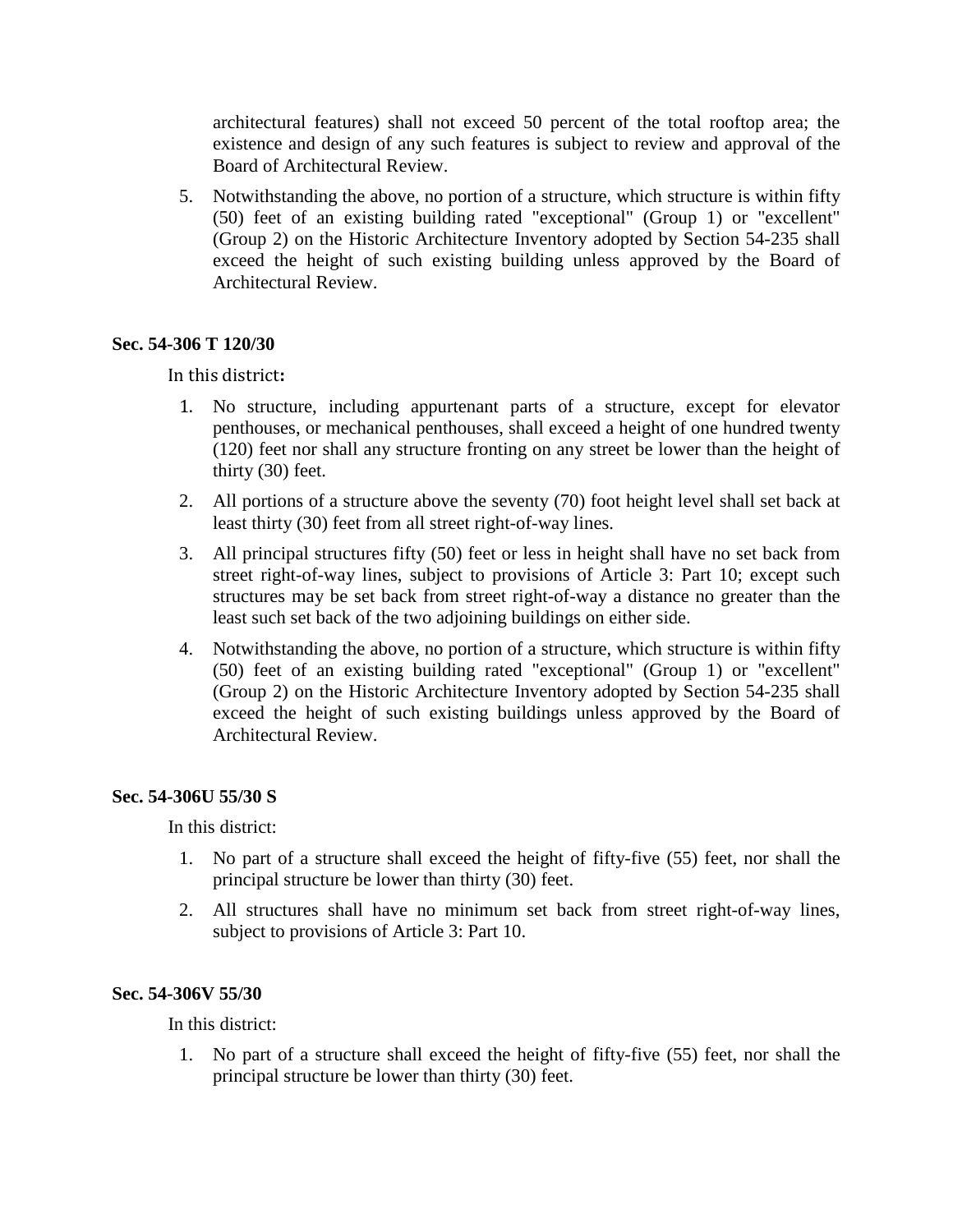architectural features) shall not exceed 50 percent of the total rooftop area; the existence and design of any such features is subject to review and approval of the Board of Architectural Review.

5. Notwithstanding the above, no portion of a structure, which structure is within fifty (50) feet of an existing building rated "exceptional" (Group 1) or "excellent" (Group 2) on the Historic Architecture Inventory adopted by Section 54-235 shall exceed the height of such existing building unless approved by the Board of Architectural Review.

**Sec. 54-306 T 120/30**

In this district**:**

1. No structure, including appurtenant parts of a structure, except for elevator penthouses, or mechanical penthouses, shall exceed a height of one hundred twenty (120) feet nor shall any structure fronting on any street be lower than the height of thirty (30) feet.
2. All portions of a structure above the seventy (70) foot height level shall set back at least thirty (30) feet from all street right-of-way lines.
3. All principal structures fifty (50) feet or less in height shall have no set back from street right-of-way lines, subject to provisions of Article 3: Part 10; except such structures may be set back from street right-of-way a distance no greater than the least such set back of the two adjoining buildings on either side.
4. Notwithstanding the above, no portion of a structure, which structure is within fifty (50) feet of an existing building rated "exceptional" (Group 1) or "excellent" (Group 2) on the Historic Architecture Inventory adopted by Section 54-235 shall exceed the height of such existing buildings unless approved by the Board of Architectural Review.

**Sec. 54-306U 55/30 S**

In this district:

1. No part of a structure shall exceed the height of fifty-five (55) feet, nor shall the principal structure be lower than thirty (30) feet.
2. All structures shall have no minimum set back from street right-of-way lines, subject to provisions of Article 3: Part 10.

**Sec. 54-306V 55/30**

In this district:

1. No part of a structure shall exceed the height of fifty-five (55) feet, nor shall the principal structure be lower than thirty (30) feet.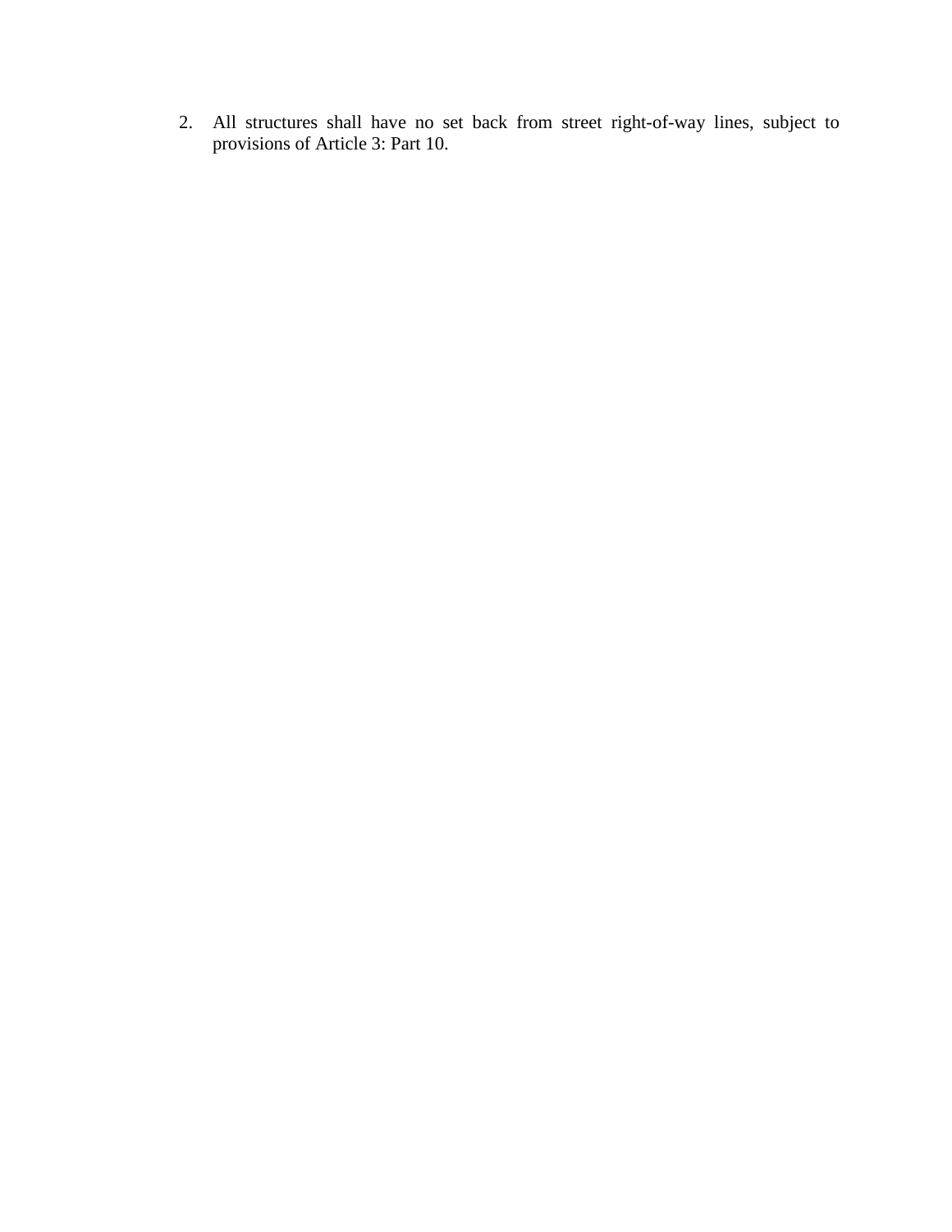2. All structures shall have no set back from street right-of-way lines, subject to provisions of Article 3: Part 10.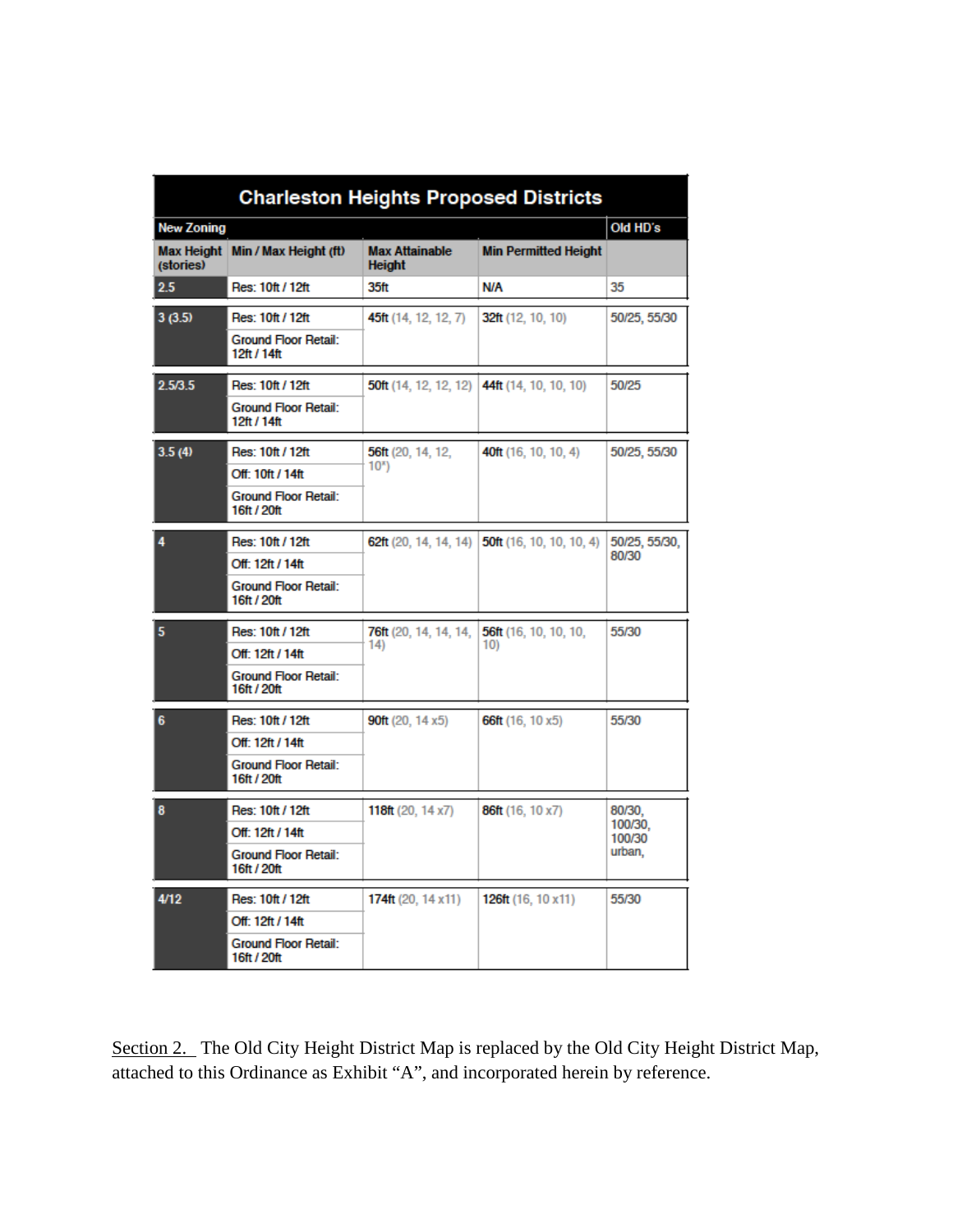| Charleston Heights Proposed Districts | | | | |
|---|---|---|---|---|
| New Zoning | | | | Old HD's |
| Max Height (stories) | Min / Max Height (ft) | Max Attainable Height | Min Permitted Height | |
| 2.5 | Res: 10ft / 12ft | 35ft | N/A | 35 |
| 3 (3.5) | Res: 10ft / 12ft<br>Ground Floor Retail: 12ft / 14ft | 45ft (14, 12, 12, 7) | 32ft (12, 10, 10) | 50/25, 55/30 |
| 2.5/3.5 | Res: 10ft / 12ft<br>Ground Floor Retail: 12ft / 14ft | 50ft (14, 12, 12, 12) | 44ft (14, 10, 10, 10) | 50/25 |
| 3.5 (4) | Res: 10ft / 12ft<br>Off: 10ft / 14ft<br>Ground Floor Retail: 16ft / 20ft | 56ft (20, 14, 12, 10*) | 40ft (16, 10, 10, 4) | 50/25, 55/30 |
| 4 | Res: 10ft / 12ft<br>Off: 12ft / 14ft<br>Ground Floor Retail: 16ft / 20ft | 62ft (20, 14, 14, 14) | 50ft (16, 10, 10, 10, 4) | 50/25, 55/30, 80/30 |
| 5 | Res: 10ft / 12ft<br>Off: 12ft / 14ft<br>Ground Floor Retail: 16ft / 20ft | 76ft (20, 14, 14, 14, 14) | 56ft (16, 10, 10, 10, 10) | 55/30 |
| 6 | Res: 10ft / 12ft<br>Off: 12ft / 14ft<br>Ground Floor Retail: 16ft / 20ft | 90ft (20, 14 x5) | 66ft (16, 10 x5) | 55/30 |
| 8 | Res: 10ft / 12ft<br>Off: 12ft / 14ft<br>Ground Floor Retail: 16ft / 20ft | 118ft (20, 14 x7) | 86ft (16, 10 x7) | 80/30, 100/30, 100/30 urban, |
| 4/12 | Res: 10ft / 12ft<br>Off: 12ft / 14ft<br>Ground Floor Retail: 16ft / 20ft | 174ft (20, 14 x11) | 126ft (16, 10 x11) | 55/30 |

Section 2. The Old City Height District Map is replaced by the Old City Height District Map, attached to this Ordinance as Exhibit "A", and incorporated herein by reference.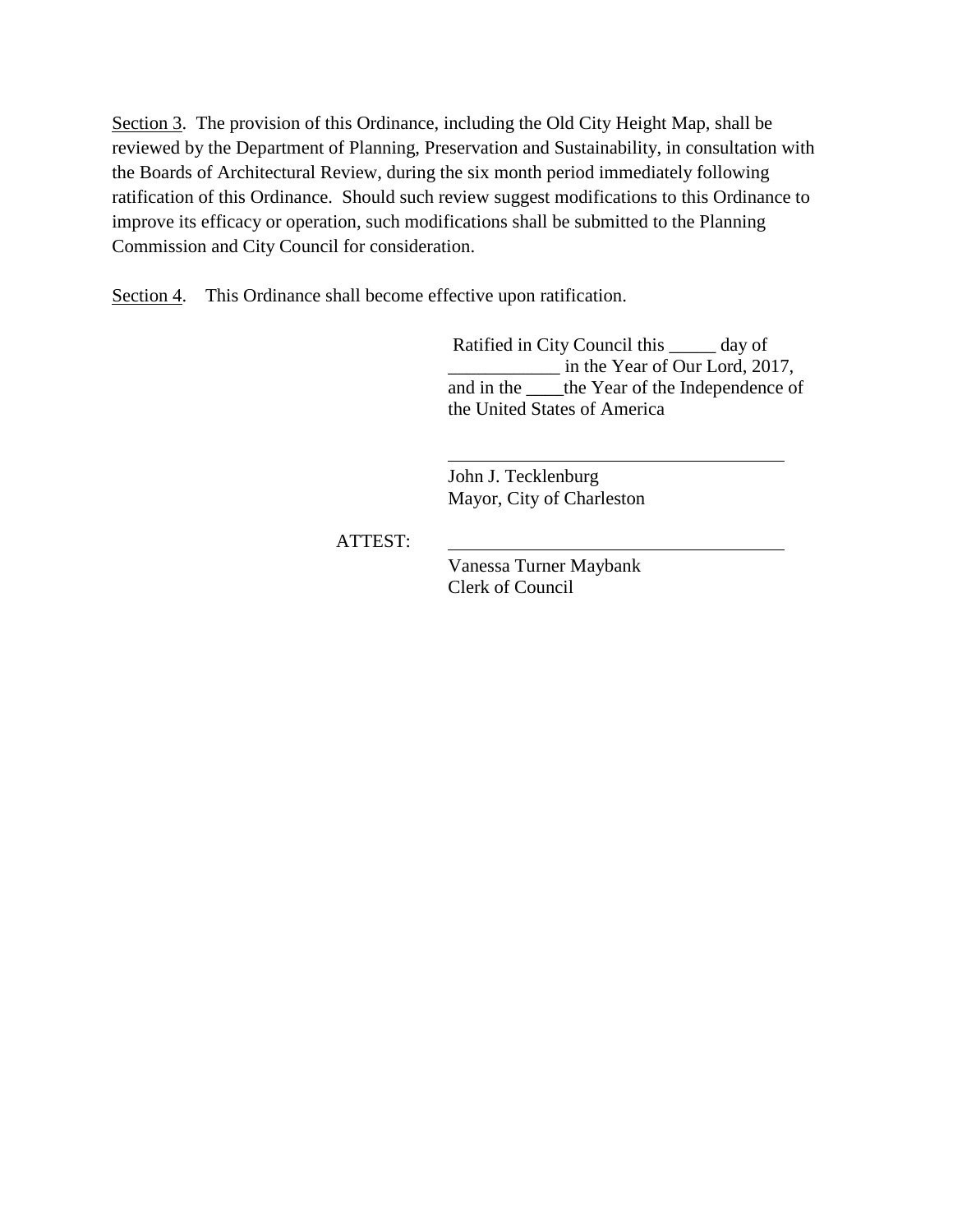Section 3. The provision of this Ordinance, including the Old City Height Map, shall be reviewed by the Department of Planning, Preservation and Sustainability, in consultation with the Boards of Architectural Review, during the six month period immediately following ratification of this Ordinance. Should such review suggest modifications to this Ordinance to improve its efficacy or operation, such modifications shall be submitted to the Planning Commission and City Council for consideration.

Section 4. This Ordinance shall become effective upon ratification.

Ratified in City Council this _____ day of ____________ in the Year of Our Lord, 2017, and in the ____the Year of the Independence of the United States of America

_____________________________________

John J. Tecklenburg
Mayor, City of Charleston

ATTEST: _____________________________________

Vanessa Turner Maybank
Clerk of Council